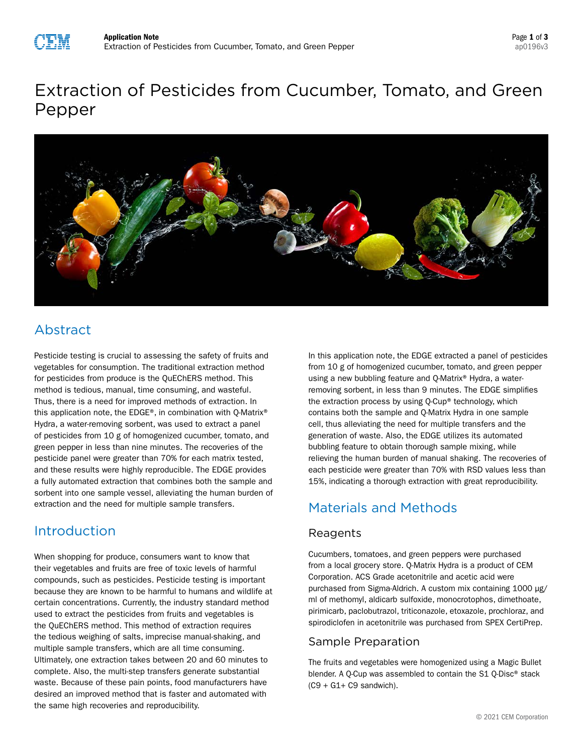# Extraction of Pesticides from Cucumber, Tomato, and Green Pepper

## Abstract

Pesticide testing is crucial to assessing the safety of fruits and vegetables for consumption. The traditional extraction method for pesticides from produce is the QuEChERS method. This method is tedious, manual, time consuming, and wasteful. Thus, there is a need for improved methods of extraction. In this application note, the EDGE®, in combination with Q-Matrix® Hydra, a water-removing sorbent, was used to extract a panel of pesticides from 10 g of homogenized cucumber, tomato, and green pepper in less than nine minutes. The recoveries of the pesticide panel were greater than 70% for each matrix tested, and these results were highly reproducible. The EDGE provides a fully automated extraction that combines both the sample and sorbent into one sample vessel, alleviating the human burden of extraction and the need for multiple sample transfers.

## Introduction

When shopping for produce, consumers want to know that their vegetables and fruits are free of toxic levels of harmful compounds, such as pesticides. Pesticide testing is important because they are known to be harmful to humans and wildlife at certain concentrations. Currently, the industry standard method used to extract the pesticides from fruits and vegetables is the QuEChERS method. This method of extraction requires the tedious weighing of salts, imprecise manual-shaking, and multiple sample transfers, which are all time consuming. Ultimately, one extraction takes between 20 and 60 minutes to complete. Also, the multi-step transfers generate substantial waste. Because of these pain points, food manufacturers have desired an improved method that is faster and automated with the same high recoveries and reproducibility.

In this application note, the EDGE extracted a panel of pesticides from 10 g of homogenized cucumber, tomato, and green pepper using a new bubbling feature and Q-Matrix® Hydra, a water-removing sorbent, in less than 9 minutes. The EDGE simplifies the extraction process by using Q-Cup® technology, which contains both the sample and Q-Matrix Hydra in one sample cell, thus alleviating the need for multiple transfers and the generation of waste. Also, the EDGE utilizes its automated bubbling feature to obtain thorough sample mixing, while relieving the human burden of manual shaking. The recoveries of each pesticide were greater than 70% with RSD values less than 15%, indicating a thorough extraction with great reproducibility.

## Materials and Methods

### Reagents

Cucumbers, tomatoes, and green peppers were purchased from a local grocery store. Q-Matrix Hydra is a product of CEM Corporation. ACS Grade acetonitrile and acetic acid were purchased from Sigma-Aldrich. A custom mix containing 1000 µg/ml of methomyl, aldicarb sulfoxide, monocrotophos, dimethoate, pirimicarb, paclobutrazol, triticonazole, etoxazole, prochloraz, and spirodiclofen in acetonitrile was purchased from SPEX CertiPrep.

### Sample Preparation

The fruits and vegetables were homogenized using a Magic Bullet blender. A Q-Cup was assembled to contain the S1 Q-Disc® stack (C9 + G1+ C9 sandwich).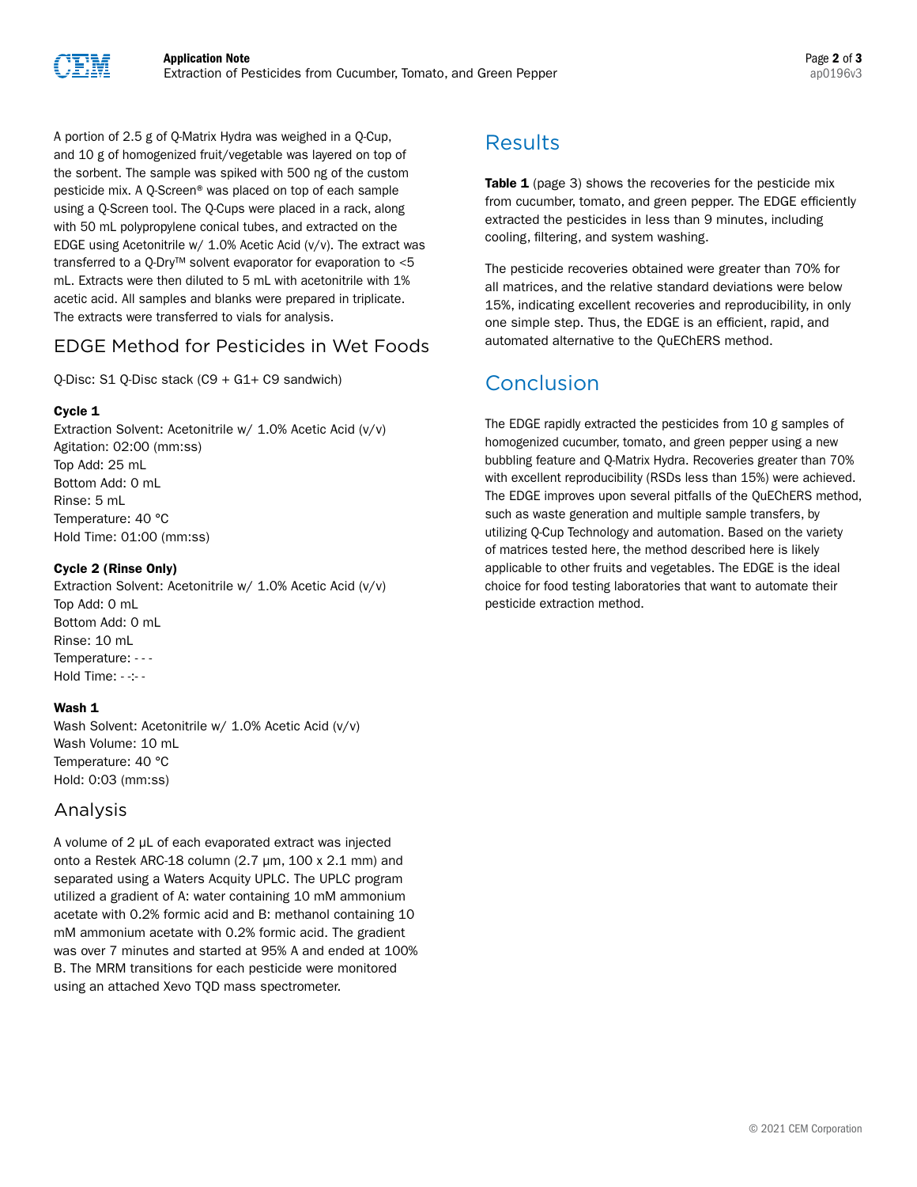A portion of 2.5 g of Q-Matrix Hydra was weighed in a Q-Cup, and 10 g of homogenized fruit/vegetable was layered on top of the sorbent. The sample was spiked with 500 ng of the custom pesticide mix. A Q-Screen® was placed on top of each sample using a Q-Screen tool. The Q-Cups were placed in a rack, along with 50 mL polypropylene conical tubes, and extracted on the EDGE using Acetonitrile w/ 1.0% Acetic Acid (v/v). The extract was transferred to a Q-Dry™ solvent evaporator for evaporation to <5 mL. Extracts were then diluted to 5 mL with acetonitrile with 1% acetic acid. All samples and blanks were prepared in triplicate. The extracts were transferred to vials for analysis.

## EDGE Method for Pesticides in Wet Foods

Q-Disc: S1 Q-Disc stack (C9 + G1+ C9 sandwich)

**Cycle 1**
Extraction Solvent: Acetonitrile w/ 1.0% Acetic Acid (v/v)
Agitation: 02:00 (mm:ss)
Top Add: 25 mL
Bottom Add: 0 mL
Rinse: 5 mL
Temperature: 40 °C
Hold Time: 01:00 (mm:ss)

**Cycle 2 (Rinse Only)**
Extraction Solvent: Acetonitrile w/ 1.0% Acetic Acid (v/v)
Top Add: 0 mL
Bottom Add: 0 mL
Rinse: 10 mL
Temperature: - - -
Hold Time: - -:- -

**Wash 1**
Wash Solvent: Acetonitrile w/ 1.0% Acetic Acid (v/v)
Wash Volume: 10 mL
Temperature: 40 °C
Hold: 0:03 (mm:ss)

## Analysis

A volume of 2 µL of each evaporated extract was injected onto a Restek ARC-18 column (2.7 µm, 100 x 2.1 mm) and separated using a Waters Acquity UPLC. The UPLC program utilized a gradient of A: water containing 10 mM ammonium acetate with 0.2% formic acid and B: methanol containing 10 mM ammonium acetate with 0.2% formic acid. The gradient was over 7 minutes and started at 95% A and ended at 100% B. The MRM transitions for each pesticide were monitored using an attached Xevo TQD mass spectrometer.

## Results

**Table 1** (page 3) shows the recoveries for the pesticide mix from cucumber, tomato, and green pepper. The EDGE efficiently extracted the pesticides in less than 9 minutes, including cooling, filtering, and system washing.

The pesticide recoveries obtained were greater than 70% for all matrices, and the relative standard deviations were below 15%, indicating excellent recoveries and reproducibility, in only one simple step. Thus, the EDGE is an efficient, rapid, and automated alternative to the QuEChERS method.

## Conclusion

The EDGE rapidly extracted the pesticides from 10 g samples of homogenized cucumber, tomato, and green pepper using a new bubbling feature and Q-Matrix Hydra. Recoveries greater than 70% with excellent reproducibility (RSDs less than 15%) were achieved. The EDGE improves upon several pitfalls of the QuEChERS method, such as waste generation and multiple sample transfers, by utilizing Q-Cup Technology and automation. Based on the variety of matrices tested here, the method described here is likely applicable to other fruits and vegetables. The EDGE is the ideal choice for food testing laboratories that want to automate their pesticide extraction method.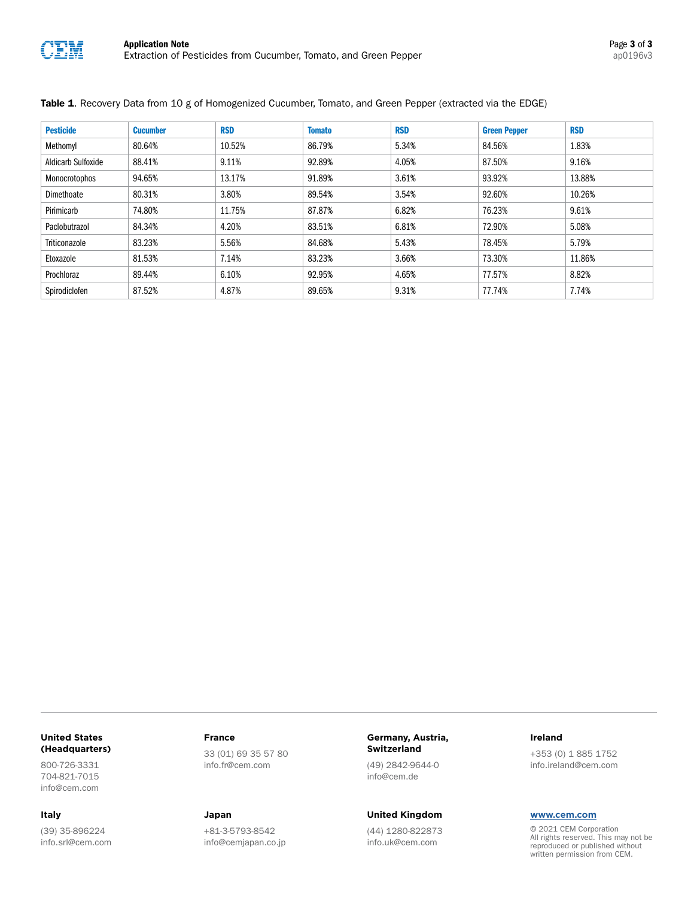**Table 1**. Recovery Data from 10 g of Homogenized Cucumber, Tomato, and Green Pepper (extracted via the EDGE)

| Pesticide | Cucumber | RSD | Tomato | RSD | Green Pepper | RSD |
|---|---|---|---|---|---|---|
| Methomyl | 80.64% | 10.52% | 86.79% | 5.34% | 84.56% | 1.83% |
| Aldicarb Sulfoxide | 88.41% | 9.11% | 92.89% | 4.05% | 87.50% | 9.16% |
| Monocrotophos | 94.65% | 13.17% | 91.89% | 3.61% | 93.92% | 13.88% |
| Dimethoate | 80.31% | 3.80% | 89.54% | 3.54% | 92.60% | 10.26% |
| Pirimicarb | 74.80% | 11.75% | 87.87% | 6.82% | 76.23% | 9.61% |
| Paclobutrazol | 84.34% | 4.20% | 83.51% | 6.81% | 72.90% | 5.08% |
| Triticonazole | 83.23% | 5.56% | 84.68% | 5.43% | 78.45% | 5.79% |
| Etoxazole | 81.53% | 7.14% | 83.23% | 3.66% | 73.30% | 11.86% |
| Prochloraz | 89.44% | 6.10% | 92.95% | 4.65% | 77.57% | 8.82% |
| Spirodiclofen | 87.52% | 4.87% | 89.65% | 9.31% | 77.74% | 7.74% |

**United States (Headquarters)**
800-726-3331
704-821-7015
info@cem.com

**France**
33 (01) 69 35 57 80
info.fr@cem.com

**Germany, Austria, Switzerland**
(49) 2842-9644-0
info@cem.de

**Ireland**
+353 (0) 1 885 1752
info.ireland@cem.com

**Italy**
(39) 35-896224
info.srl@cem.com

**Japan**
+81-3-5793-8542
info@cemjapan.co.jp

**United Kingdom**
(44) 1280-822873
info.uk@cem.com

**www.cem.com**

© 2021 CEM Corporation
All rights reserved. This may not be reproduced or published without written permission from CEM.